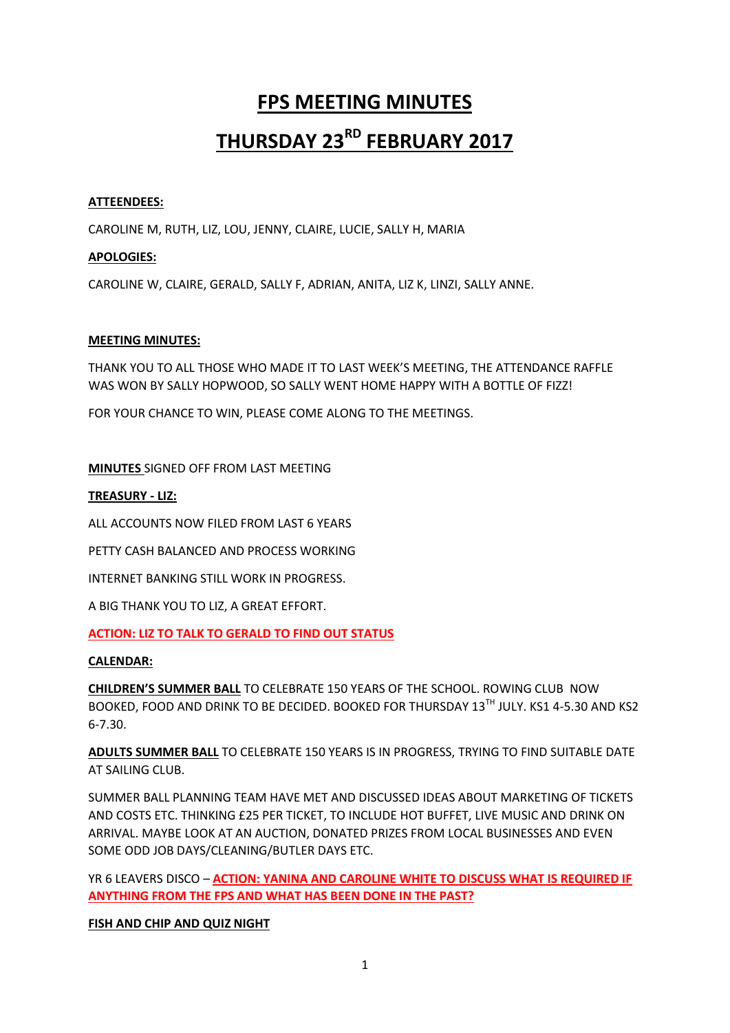# FPS MEETING MINUTES

# THURSDAY 23RD FEBRUARY 2017

**ATTEENDEES:**

CAROLINE M, RUTH, LIZ, LOU, JENNY, CLAIRE, LUCIE, SALLY H, MARIA

**APOLOGIES:**

CAROLINE W, CLAIRE, GERALD, SALLY F, ADRIAN, ANITA, LIZ K, LINZI, SALLY ANNE.

**MEETING MINUTES:**

THANK YOU TO ALL THOSE WHO MADE IT TO LAST WEEK'S MEETING, THE ATTENDANCE RAFFLE WAS WON BY SALLY HOPWOOD, SO SALLY WENT HOME HAPPY WITH A BOTTLE OF FIZZ!

FOR YOUR CHANCE TO WIN, PLEASE COME ALONG TO THE MEETINGS.

**MINUTES** SIGNED OFF FROM LAST MEETING

**TREASURY - LIZ:**

ALL ACCOUNTS NOW FILED FROM LAST 6 YEARS

PETTY CASH BALANCED AND PROCESS WORKING

INTERNET BANKING STILL WORK IN PROGRESS.

A BIG THANK YOU TO LIZ, A GREAT EFFORT.

**ACTION: LIZ TO TALK TO GERALD TO FIND OUT STATUS**

**CALENDAR:**

**CHILDREN'S SUMMER BALL** TO CELEBRATE 150 YEARS OF THE SCHOOL. ROWING CLUB NOW BOOKED, FOOD AND DRINK TO BE DECIDED. BOOKED FOR THURSDAY 13TH JULY. KS1 4-5.30 AND KS2 6-7.30.

**ADULTS SUMMER BALL** TO CELEBRATE 150 YEARS IS IN PROGRESS, TRYING TO FIND SUITABLE DATE AT SAILING CLUB.

SUMMER BALL PLANNING TEAM HAVE MET AND DISCUSSED IDEAS ABOUT MARKETING OF TICKETS AND COSTS ETC. THINKING £25 PER TICKET, TO INCLUDE HOT BUFFET, LIVE MUSIC AND DRINK ON ARRIVAL. MAYBE LOOK AT AN AUCTION, DONATED PRIZES FROM LOCAL BUSINESSES AND EVEN SOME ODD JOB DAYS/CLEANING/BUTLER DAYS ETC.

YR 6 LEAVERS DISCO – **ACTION: YANINA AND CAROLINE WHITE TO DISCUSS WHAT IS REQUIRED IF ANYTHING FROM THE FPS AND WHAT HAS BEEN DONE IN THE PAST?**

**FISH AND CHIP AND QUIZ NIGHT**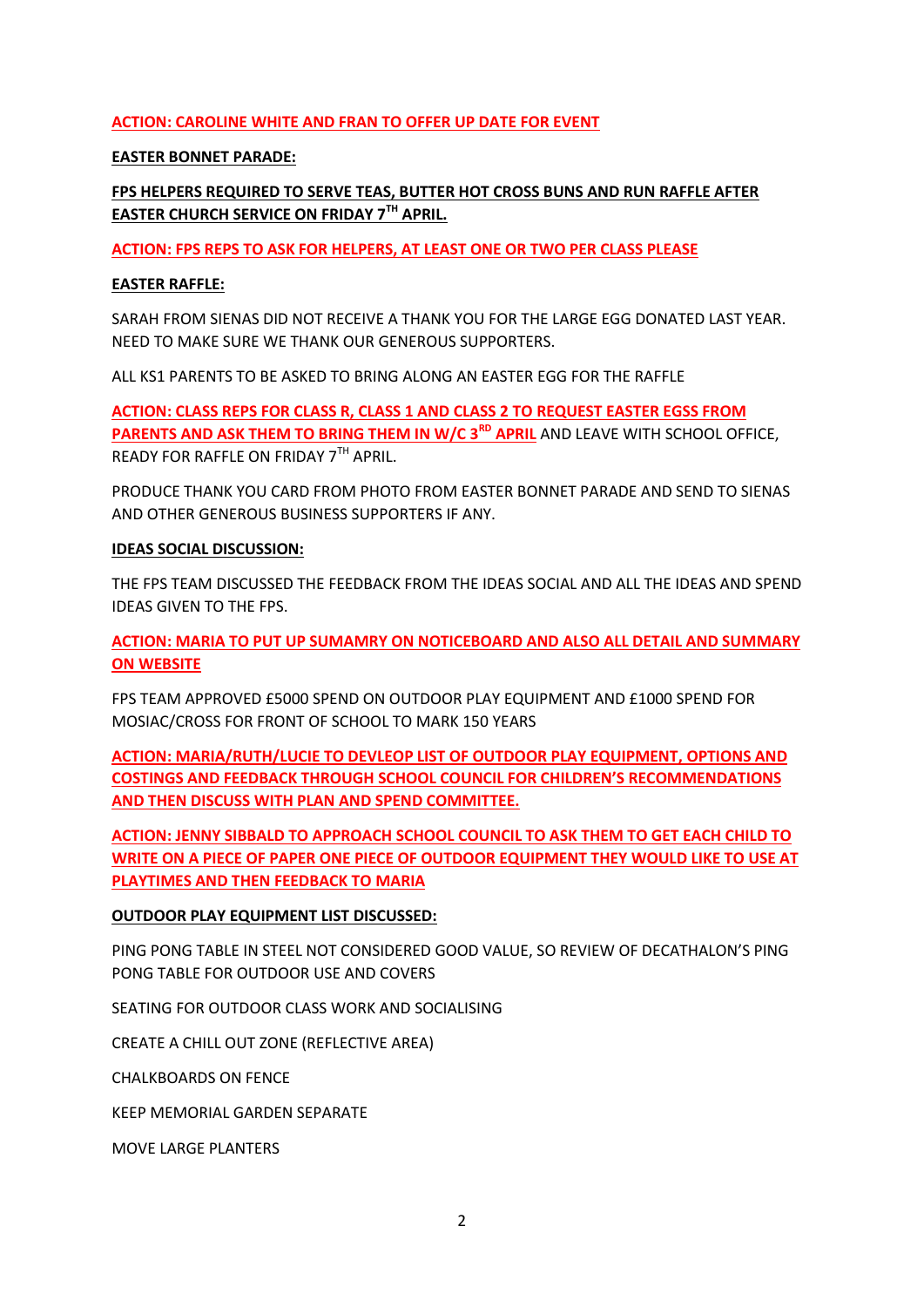**ACTION: CAROLINE WHITE AND FRAN TO OFFER UP DATE FOR EVENT**

**EASTER BONNET PARADE:**

**FPS HELPERS REQUIRED TO SERVE TEAS, BUTTER HOT CROSS BUNS AND RUN RAFFLE AFTER EASTER CHURCH SERVICE ON FRIDAY 7TH APRIL.**

**ACTION: FPS REPS TO ASK FOR HELPERS, AT LEAST ONE OR TWO PER CLASS PLEASE**

**EASTER RAFFLE:**

SARAH FROM SIENAS DID NOT RECEIVE A THANK YOU FOR THE LARGE EGG DONATED LAST YEAR. NEED TO MAKE SURE WE THANK OUR GENEROUS SUPPORTERS.

ALL KS1 PARENTS TO BE ASKED TO BRING ALONG AN EASTER EGG FOR THE RAFFLE

**ACTION: CLASS REPS FOR CLASS R, CLASS 1 AND CLASS 2 TO REQUEST EASTER EGSS FROM PARENTS AND ASK THEM TO BRING THEM IN W/C 3RD APRIL** AND LEAVE WITH SCHOOL OFFICE, READY FOR RAFFLE ON FRIDAY 7TH APRIL.

PRODUCE THANK YOU CARD FROM PHOTO FROM EASTER BONNET PARADE AND SEND TO SIENAS AND OTHER GENEROUS BUSINESS SUPPORTERS IF ANY.

**IDEAS SOCIAL DISCUSSION:**

THE FPS TEAM DISCUSSED THE FEEDBACK FROM THE IDEAS SOCIAL AND ALL THE IDEAS AND SPEND IDEAS GIVEN TO THE FPS.

**ACTION: MARIA TO PUT UP SUMAMRY ON NOTICEBOARD AND ALSO ALL DETAIL AND SUMMARY ON WEBSITE**

FPS TEAM APPROVED £5000 SPEND ON OUTDOOR PLAY EQUIPMENT AND £1000 SPEND FOR MOSIAC/CROSS FOR FRONT OF SCHOOL TO MARK 150 YEARS

**ACTION: MARIA/RUTH/LUCIE TO DEVLEOP LIST OF OUTDOOR PLAY EQUIPMENT, OPTIONS AND COSTINGS AND FEEDBACK THROUGH SCHOOL COUNCIL FOR CHILDREN'S RECOMMENDATIONS AND THEN DISCUSS WITH PLAN AND SPEND COMMITTEE.**

**ACTION: JENNY SIBBALD TO APPROACH SCHOOL COUNCIL TO ASK THEM TO GET EACH CHILD TO WRITE ON A PIECE OF PAPER ONE PIECE OF OUTDOOR EQUIPMENT THEY WOULD LIKE TO USE AT PLAYTIMES AND THEN FEEDBACK TO MARIA**

**OUTDOOR PLAY EQUIPMENT LIST DISCUSSED:**

PING PONG TABLE IN STEEL NOT CONSIDERED GOOD VALUE, SO REVIEW OF DECATHALON'S PING PONG TABLE FOR OUTDOOR USE AND COVERS

SEATING FOR OUTDOOR CLASS WORK AND SOCIALISING

CREATE A CHILL OUT ZONE (REFLECTIVE AREA)

CHALKBOARDS ON FENCE

KEEP MEMORIAL GARDEN SEPARATE

MOVE LARGE PLANTERS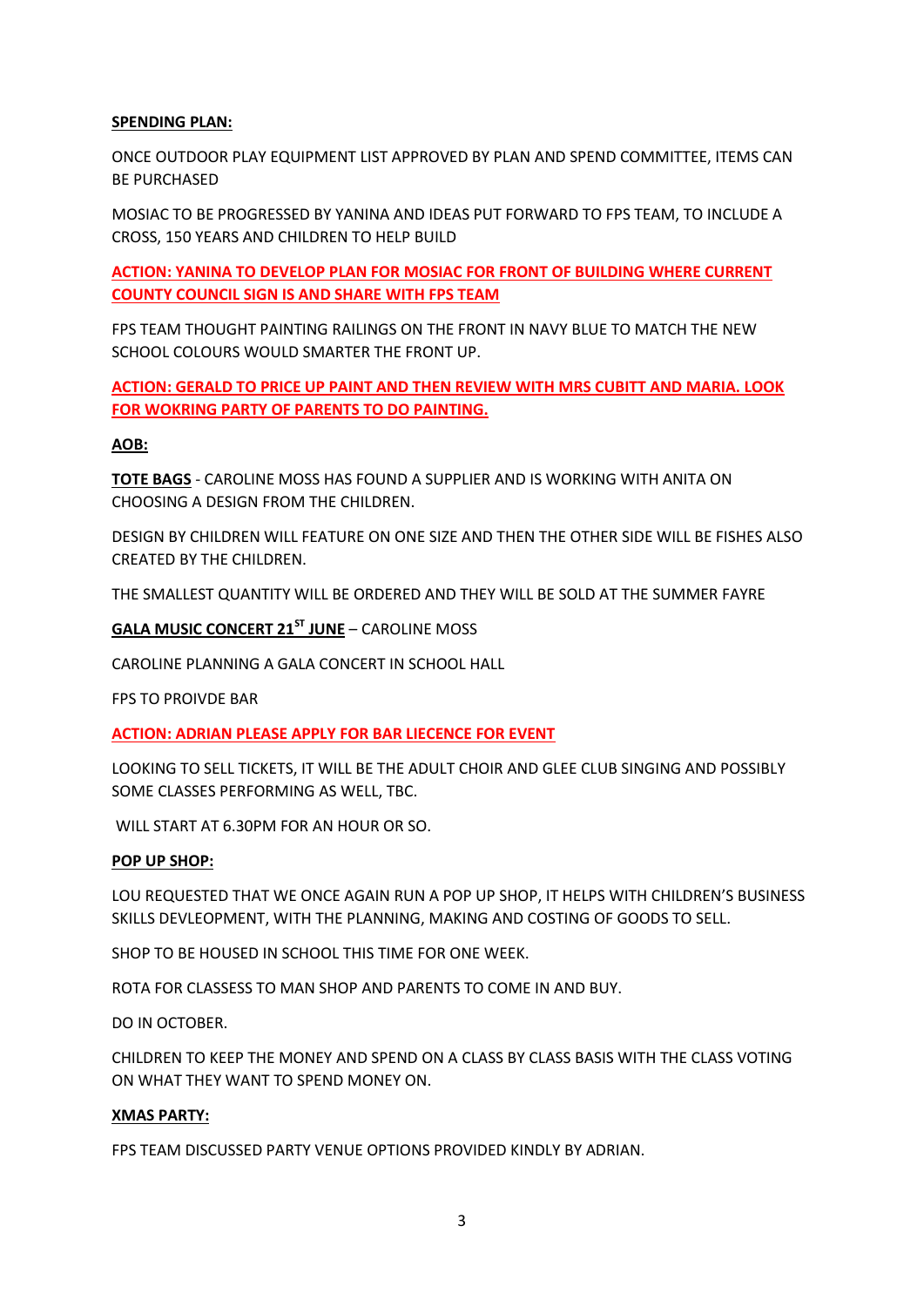**SPENDING PLAN:**

ONCE OUTDOOR PLAY EQUIPMENT LIST APPROVED BY PLAN AND SPEND COMMITTEE, ITEMS CAN BE PURCHASED

MOSIAC TO BE PROGRESSED BY YANINA AND IDEAS PUT FORWARD TO FPS TEAM, TO INCLUDE A CROSS, 150 YEARS AND CHILDREN TO HELP BUILD

**ACTION: YANINA TO DEVELOP PLAN FOR MOSIAC FOR FRONT OF BUILDING WHERE CURRENT COUNTY COUNCIL SIGN IS AND SHARE WITH FPS TEAM**

FPS TEAM THOUGHT PAINTING RAILINGS ON THE FRONT IN NAVY BLUE TO MATCH THE NEW SCHOOL COLOURS WOULD SMARTER THE FRONT UP.

**ACTION: GERALD TO PRICE UP PAINT AND THEN REVIEW WITH MRS CUBITT AND MARIA. LOOK FOR WOKRING PARTY OF PARENTS TO DO PAINTING.**

**AOB:**

**TOTE BAGS** - CAROLINE MOSS HAS FOUND A SUPPLIER AND IS WORKING WITH ANITA ON CHOOSING A DESIGN FROM THE CHILDREN.

DESIGN BY CHILDREN WILL FEATURE ON ONE SIZE AND THEN THE OTHER SIDE WILL BE FISHES ALSO CREATED BY THE CHILDREN.

THE SMALLEST QUANTITY WILL BE ORDERED AND THEY WILL BE SOLD AT THE SUMMER FAYRE

**GALA MUSIC CONCERT 21ST JUNE** – CAROLINE MOSS

CAROLINE PLANNING A GALA CONCERT IN SCHOOL HALL

FPS TO PROIVDE BAR

**ACTION: ADRIAN PLEASE APPLY FOR BAR LIECENCE FOR EVENT**

LOOKING TO SELL TICKETS, IT WILL BE THE ADULT CHOIR AND GLEE CLUB SINGING AND POSSIBLY SOME CLASSES PERFORMING AS WELL, TBC.

WILL START AT 6.30PM FOR AN HOUR OR SO.

**POP UP SHOP:**

LOU REQUESTED THAT WE ONCE AGAIN RUN A POP UP SHOP, IT HELPS WITH CHILDREN'S BUSINESS SKILLS DEVLEOPMENT, WITH THE PLANNING, MAKING AND COSTING OF GOODS TO SELL.

SHOP TO BE HOUSED IN SCHOOL THIS TIME FOR ONE WEEK.

ROTA FOR CLASSESS TO MAN SHOP AND PARENTS TO COME IN AND BUY.

DO IN OCTOBER.

CHILDREN TO KEEP THE MONEY AND SPEND ON A CLASS BY CLASS BASIS WITH THE CLASS VOTING ON WHAT THEY WANT TO SPEND MONEY ON.

**XMAS PARTY:**

FPS TEAM DISCUSSED PARTY VENUE OPTIONS PROVIDED KINDLY BY ADRIAN.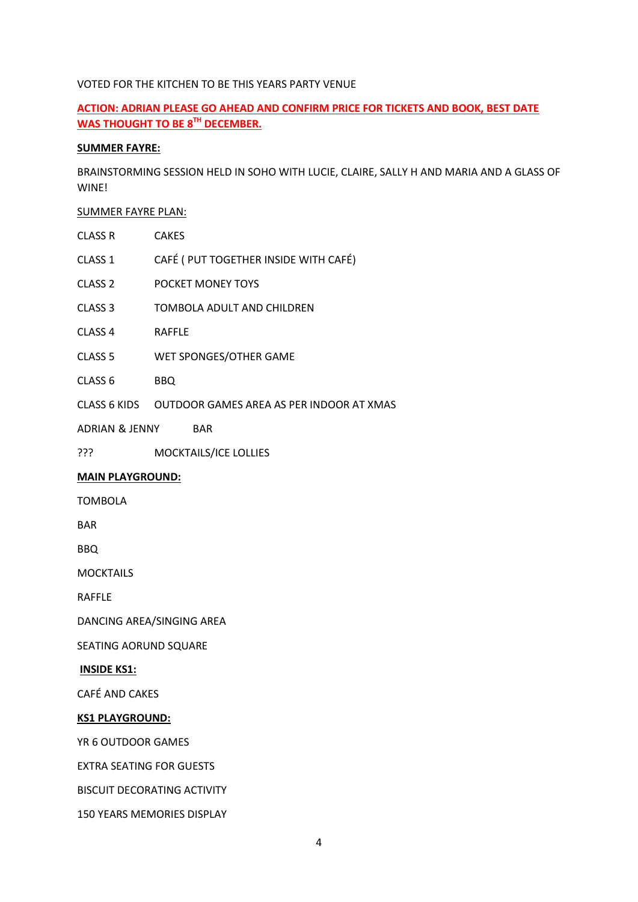VOTED FOR THE KITCHEN TO BE THIS YEARS PARTY VENUE

**ACTION: ADRIAN PLEASE GO AHEAD AND CONFIRM PRICE FOR TICKETS AND BOOK, BEST DATE WAS THOUGHT TO BE 8TH DECEMBER.**

**SUMMER FAYRE:**

BRAINSTORMING SESSION HELD IN SOHO WITH LUCIE, CLAIRE, SALLY H AND MARIA AND A GLASS OF WINE!

SUMMER FAYRE PLAN:

| | |
|---|---|
| CLASS R | CAKES |
| CLASS 1 | CAFÉ ( PUT TOGETHER INSIDE WITH CAFÉ) |
| CLASS 2 | POCKET MONEY TOYS |
| CLASS 3 | TOMBOLA ADULT AND CHILDREN |
| CLASS 4 | RAFFLE |
| CLASS 5 | WET SPONGES/OTHER GAME |
| CLASS 6 | BBQ |
| CLASS 6 KIDS | OUTDOOR GAMES AREA AS PER INDOOR AT XMAS |
| ADRIAN & JENNY | BAR |
| ??? | MOCKTAILS/ICE LOLLIES |

**MAIN PLAYGROUND:**

TOMBOLA

BAR

BBQ

MOCKTAILS

RAFFLE

DANCING AREA/SINGING AREA

SEATING AORUND SQUARE

**INSIDE KS1:**

CAFÉ AND CAKES

**KS1 PLAYGROUND:**

YR 6 OUTDOOR GAMES

EXTRA SEATING FOR GUESTS

BISCUIT DECORATING ACTIVITY

150 YEARS MEMORIES DISPLAY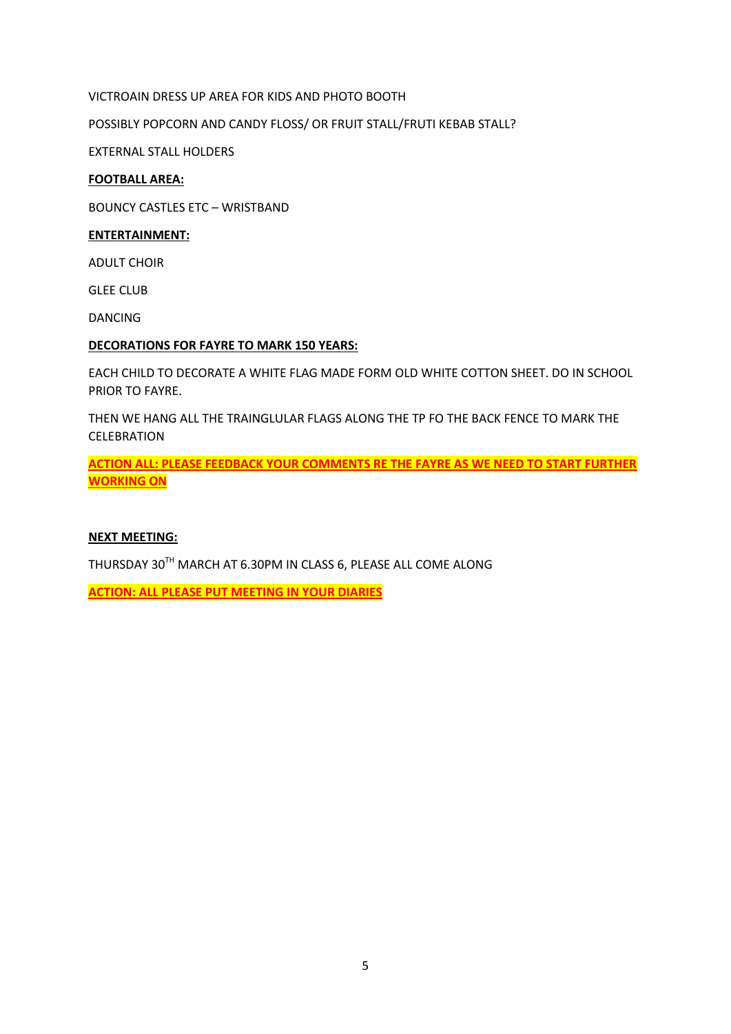VICTROAIN DRESS UP AREA FOR KIDS AND PHOTO BOOTH

POSSIBLY POPCORN AND CANDY FLOSS/ OR FRUIT STALL/FRUTI KEBAB STALL?

EXTERNAL STALL HOLDERS

**FOOTBALL AREA:**

BOUNCY CASTLES ETC – WRISTBAND

**ENTERTAINMENT:**

ADULT CHOIR

GLEE CLUB

DANCING

**DECORATIONS FOR FAYRE TO MARK 150 YEARS:**

EACH CHILD TO DECORATE A WHITE FLAG MADE FORM OLD WHITE COTTON SHEET. DO IN SCHOOL PRIOR TO FAYRE.

THEN WE HANG ALL THE TRAINGLULAR FLAGS ALONG THE TP FO THE BACK FENCE TO MARK THE CELEBRATION

**ACTION ALL: PLEASE FEEDBACK YOUR COMMENTS RE THE FAYRE AS WE NEED TO START FURTHER WORKING ON**

**NEXT MEETING:**

THURSDAY 30TH MARCH AT 6.30PM IN CLASS 6, PLEASE ALL COME ALONG

**ACTION: ALL PLEASE PUT MEETING IN YOUR DIARIES**